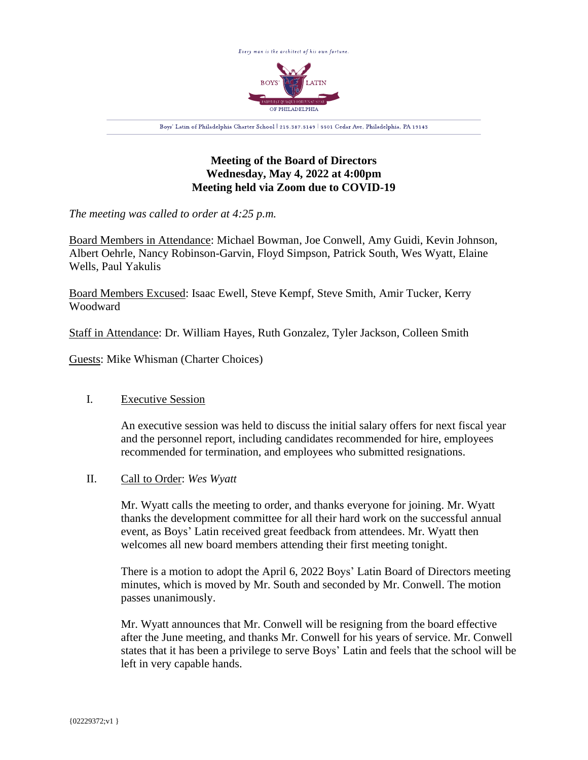Every man is the architect of his own fortune.

Boys' Latin of Philadelphia Charter School | 215.387.5149 | 5501 Cedar Ave, Philadelphia, PA 19143

**Meeting of the Board of Directors**
**Wednesday, May 4, 2022 at 4:00pm**
**Meeting held via Zoom due to COVID-19**

*The meeting was called to order at 4:25 p.m.*

Board Members in Attendance: Michael Bowman, Joe Conwell, Amy Guidi, Kevin Johnson, Albert Oehrle, Nancy Robinson-Garvin, Floyd Simpson, Patrick South, Wes Wyatt, Elaine Wells, Paul Yakulis

Board Members Excused: Isaac Ewell, Steve Kempf, Steve Smith, Amir Tucker, Kerry Woodward

Staff in Attendance: Dr. William Hayes, Ruth Gonzalez, Tyler Jackson, Colleen Smith

Guests: Mike Whisman (Charter Choices)

I. Executive Session

An executive session was held to discuss the initial salary offers for next fiscal year and the personnel report, including candidates recommended for hire, employees recommended for termination, and employees who submitted resignations.

II. Call to Order: *Wes Wyatt*

Mr. Wyatt calls the meeting to order, and thanks everyone for joining. Mr. Wyatt thanks the development committee for all their hard work on the successful annual event, as Boys' Latin received great feedback from attendees. Mr. Wyatt then welcomes all new board members attending their first meeting tonight.

There is a motion to adopt the April 6, 2022 Boys' Latin Board of Directors meeting minutes, which is moved by Mr. South and seconded by Mr. Conwell. The motion passes unanimously.

Mr. Wyatt announces that Mr. Conwell will be resigning from the board effective after the June meeting, and thanks Mr. Conwell for his years of service. Mr. Conwell states that it has been a privilege to serve Boys' Latin and feels that the school will be left in very capable hands.

{02229372;v1 }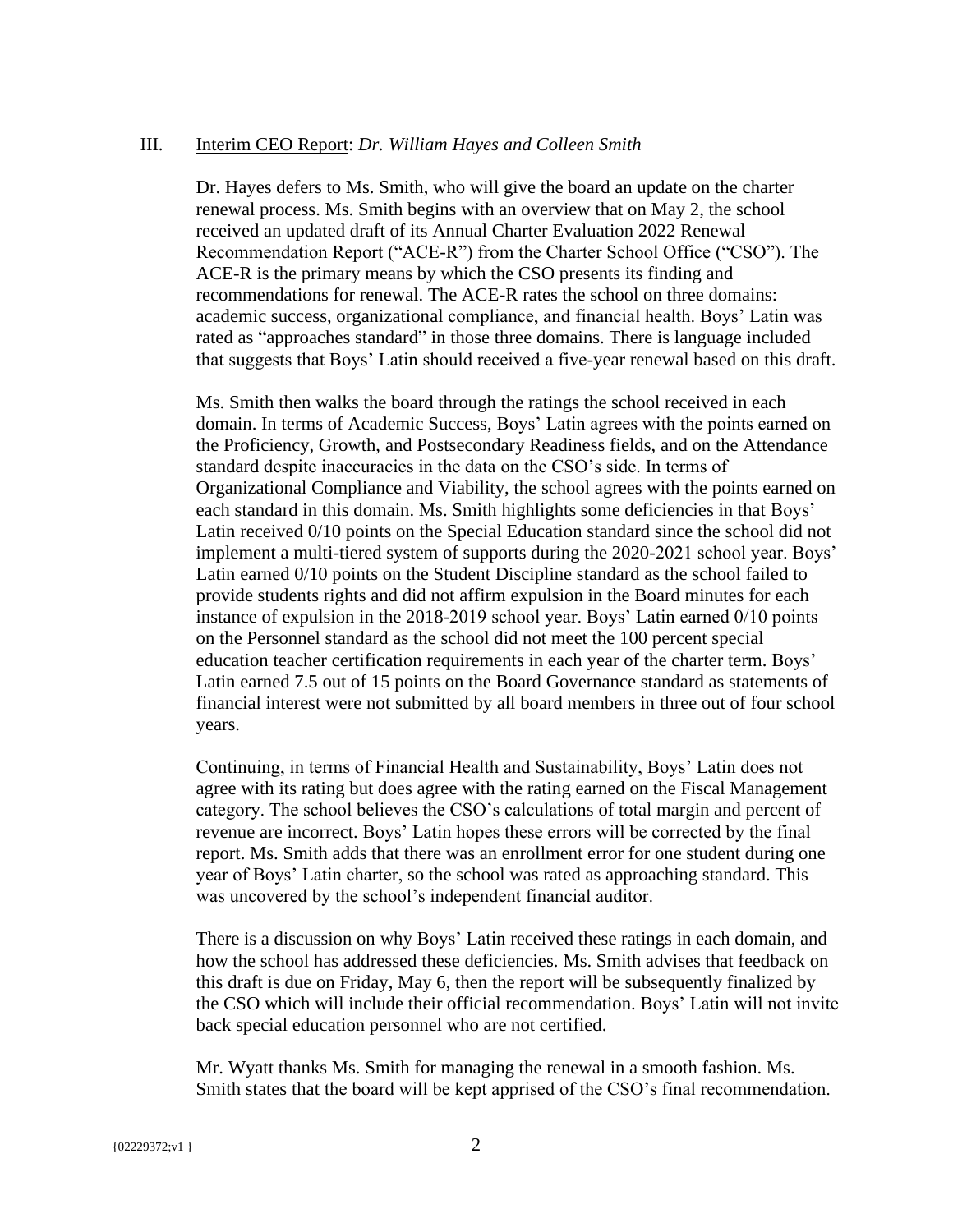III. Interim CEO Report: *Dr. William Hayes and Colleen Smith*

Dr. Hayes defers to Ms. Smith, who will give the board an update on the charter renewal process. Ms. Smith begins with an overview that on May 2, the school received an updated draft of its Annual Charter Evaluation 2022 Renewal Recommendation Report ("ACE-R") from the Charter School Office ("CSO"). The ACE-R is the primary means by which the CSO presents its finding and recommendations for renewal. The ACE-R rates the school on three domains: academic success, organizational compliance, and financial health. Boys' Latin was rated as "approaches standard" in those three domains. There is language included that suggests that Boys' Latin should received a five-year renewal based on this draft.

Ms. Smith then walks the board through the ratings the school received in each domain. In terms of Academic Success, Boys' Latin agrees with the points earned on the Proficiency, Growth, and Postsecondary Readiness fields, and on the Attendance standard despite inaccuracies in the data on the CSO's side. In terms of Organizational Compliance and Viability, the school agrees with the points earned on each standard in this domain. Ms. Smith highlights some deficiencies in that Boys' Latin received 0/10 points on the Special Education standard since the school did not implement a multi-tiered system of supports during the 2020-2021 school year. Boys' Latin earned 0/10 points on the Student Discipline standard as the school failed to provide students rights and did not affirm expulsion in the Board minutes for each instance of expulsion in the 2018-2019 school year. Boys' Latin earned 0/10 points on the Personnel standard as the school did not meet the 100 percent special education teacher certification requirements in each year of the charter term. Boys' Latin earned 7.5 out of 15 points on the Board Governance standard as statements of financial interest were not submitted by all board members in three out of four school years.

Continuing, in terms of Financial Health and Sustainability, Boys' Latin does not agree with its rating but does agree with the rating earned on the Fiscal Management category. The school believes the CSO's calculations of total margin and percent of revenue are incorrect. Boys' Latin hopes these errors will be corrected by the final report. Ms. Smith adds that there was an enrollment error for one student during one year of Boys' Latin charter, so the school was rated as approaching standard. This was uncovered by the school's independent financial auditor.

There is a discussion on why Boys' Latin received these ratings in each domain, and how the school has addressed these deficiencies. Ms. Smith advises that feedback on this draft is due on Friday, May 6, then the report will be subsequently finalized by the CSO which will include their official recommendation. Boys' Latin will not invite back special education personnel who are not certified.

Mr. Wyatt thanks Ms. Smith for managing the renewal in a smooth fashion. Ms. Smith states that the board will be kept apprised of the CSO's final recommendation.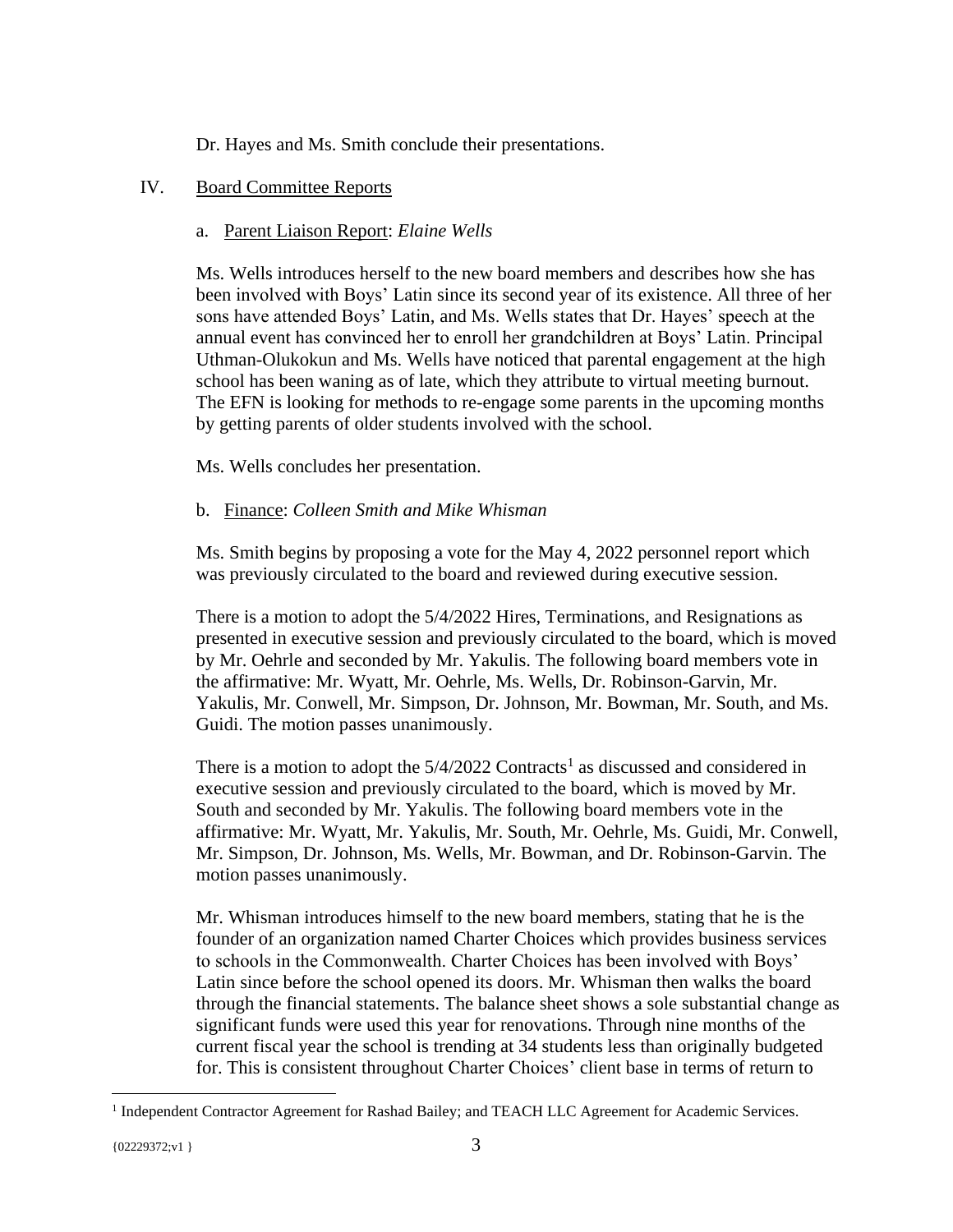Dr. Hayes and Ms. Smith conclude their presentations.

IV. Board Committee Reports

a. Parent Liaison Report: *Elaine Wells*

Ms. Wells introduces herself to the new board members and describes how she has been involved with Boys' Latin since its second year of its existence. All three of her sons have attended Boys' Latin, and Ms. Wells states that Dr. Hayes' speech at the annual event has convinced her to enroll her grandchildren at Boys' Latin. Principal Uthman-Olukokun and Ms. Wells have noticed that parental engagement at the high school has been waning as of late, which they attribute to virtual meeting burnout. The EFN is looking for methods to re-engage some parents in the upcoming months by getting parents of older students involved with the school.

Ms. Wells concludes her presentation.

b. Finance: *Colleen Smith and Mike Whisman*

Ms. Smith begins by proposing a vote for the May 4, 2022 personnel report which was previously circulated to the board and reviewed during executive session.

There is a motion to adopt the 5/4/2022 Hires, Terminations, and Resignations as presented in executive session and previously circulated to the board, which is moved by Mr. Oehrle and seconded by Mr. Yakulis. The following board members vote in the affirmative: Mr. Wyatt, Mr. Oehrle, Ms. Wells, Dr. Robinson-Garvin, Mr. Yakulis, Mr. Conwell, Mr. Simpson, Dr. Johnson, Mr. Bowman, Mr. South, and Ms. Guidi. The motion passes unanimously.

There is a motion to adopt the 5/4/2022 Contracts[1] as discussed and considered in executive session and previously circulated to the board, which is moved by Mr. South and seconded by Mr. Yakulis. The following board members vote in the affirmative: Mr. Wyatt, Mr. Yakulis, Mr. South, Mr. Oehrle, Ms. Guidi, Mr. Conwell, Mr. Simpson, Dr. Johnson, Ms. Wells, Mr. Bowman, and Dr. Robinson-Garvin. The motion passes unanimously.

Mr. Whisman introduces himself to the new board members, stating that he is the founder of an organization named Charter Choices which provides business services to schools in the Commonwealth. Charter Choices has been involved with Boys' Latin since before the school opened its doors. Mr. Whisman then walks the board through the financial statements. The balance sheet shows a sole substantial change as significant funds were used this year for renovations. Through nine months of the current fiscal year the school is trending at 34 students less than originally budgeted for. This is consistent throughout Charter Choices' client base in terms of return to

[1] Independent Contractor Agreement for Rashad Bailey; and TEACH LLC Agreement for Academic Services.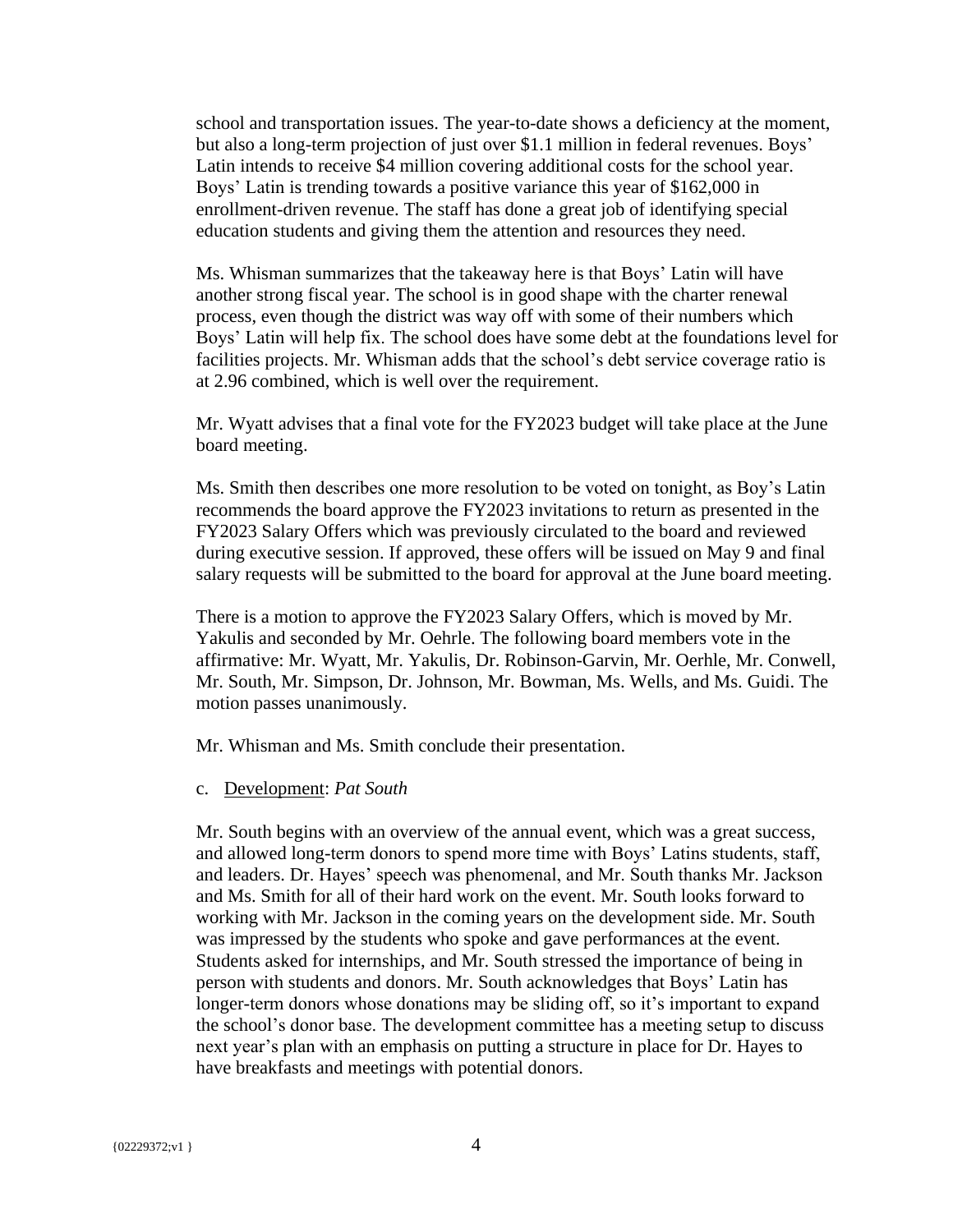school and transportation issues. The year-to-date shows a deficiency at the moment, but also a long-term projection of just over $1.1 million in federal revenues. Boys' Latin intends to receive $4 million covering additional costs for the school year. Boys' Latin is trending towards a positive variance this year of $162,000 in enrollment-driven revenue. The staff has done a great job of identifying special education students and giving them the attention and resources they need.

Ms. Whisman summarizes that the takeaway here is that Boys' Latin will have another strong fiscal year. The school is in good shape with the charter renewal process, even though the district was way off with some of their numbers which Boys' Latin will help fix. The school does have some debt at the foundations level for facilities projects. Mr. Whisman adds that the school's debt service coverage ratio is at 2.96 combined, which is well over the requirement.

Mr. Wyatt advises that a final vote for the FY2023 budget will take place at the June board meeting.

Ms. Smith then describes one more resolution to be voted on tonight, as Boy's Latin recommends the board approve the FY2023 invitations to return as presented in the FY2023 Salary Offers which was previously circulated to the board and reviewed during executive session. If approved, these offers will be issued on May 9 and final salary requests will be submitted to the board for approval at the June board meeting.

There is a motion to approve the FY2023 Salary Offers, which is moved by Mr. Yakulis and seconded by Mr. Oehrle. The following board members vote in the affirmative: Mr. Wyatt, Mr. Yakulis, Dr. Robinson-Garvin, Mr. Oerhle, Mr. Conwell, Mr. South, Mr. Simpson, Dr. Johnson, Mr. Bowman, Ms. Wells, and Ms. Guidi. The motion passes unanimously.

Mr. Whisman and Ms. Smith conclude their presentation.

c. Development: *Pat South*

Mr. South begins with an overview of the annual event, which was a great success, and allowed long-term donors to spend more time with Boys' Latins students, staff, and leaders. Dr. Hayes' speech was phenomenal, and Mr. South thanks Mr. Jackson and Ms. Smith for all of their hard work on the event. Mr. South looks forward to working with Mr. Jackson in the coming years on the development side. Mr. South was impressed by the students who spoke and gave performances at the event. Students asked for internships, and Mr. South stressed the importance of being in person with students and donors. Mr. South acknowledges that Boys' Latin has longer-term donors whose donations may be sliding off, so it's important to expand the school's donor base. The development committee has a meeting setup to discuss next year's plan with an emphasis on putting a structure in place for Dr. Hayes to have breakfasts and meetings with potential donors.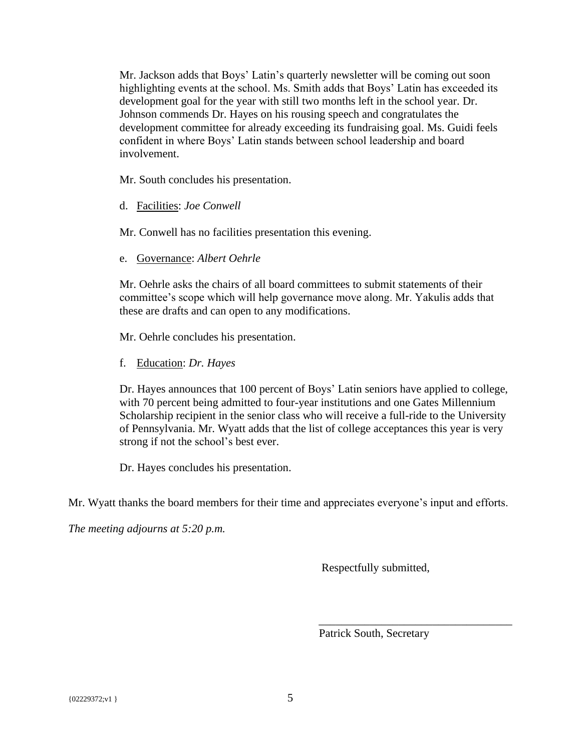Mr. Jackson adds that Boys' Latin's quarterly newsletter will be coming out soon highlighting events at the school. Ms. Smith adds that Boys' Latin has exceeded its development goal for the year with still two months left in the school year. Dr. Johnson commends Dr. Hayes on his rousing speech and congratulates the development committee for already exceeding its fundraising goal. Ms. Guidi feels confident in where Boys' Latin stands between school leadership and board involvement.

Mr. South concludes his presentation.

d. Facilities: *Joe Conwell*

Mr. Conwell has no facilities presentation this evening.

e. Governance: *Albert Oehrle*

Mr. Oehrle asks the chairs of all board committees to submit statements of their committee's scope which will help governance move along. Mr. Yakulis adds that these are drafts and can open to any modifications.

Mr. Oehrle concludes his presentation.

f. Education: *Dr. Hayes*

Dr. Hayes announces that 100 percent of Boys' Latin seniors have applied to college, with 70 percent being admitted to four-year institutions and one Gates Millennium Scholarship recipient in the senior class who will receive a full-ride to the University of Pennsylvania. Mr. Wyatt adds that the list of college acceptances this year is very strong if not the school's best ever.

Dr. Hayes concludes his presentation.

Mr. Wyatt thanks the board members for their time and appreciates everyone's input and efforts.

*The meeting adjourns at 5:20 p.m.*

Respectfully submitted,

\_\_\_\_\_\_\_\_\_\_\_\_\_\_\_\_\_\_\_\_\_\_\_\_\_\_\_\_\_\_\_\_\_\_

Patrick South, Secretary

{02229372;v1 }